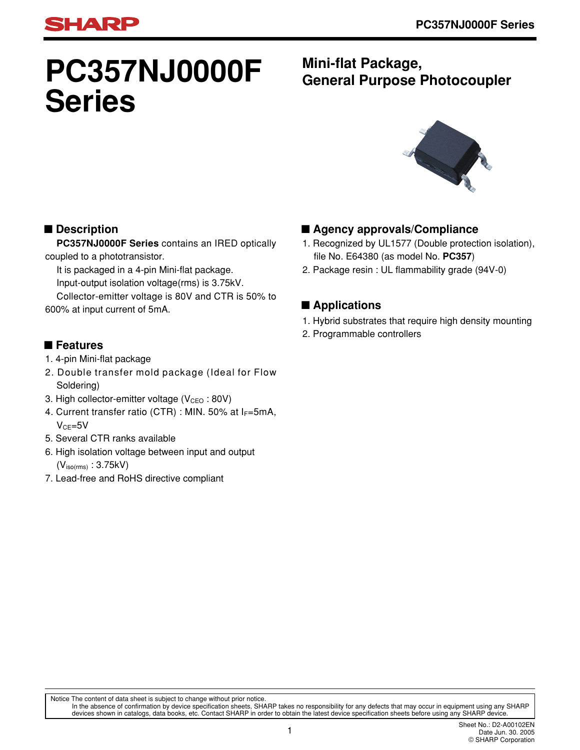# PC357NJ0000F Series

## Mini-flat Package, General Purpose Photocoupler

## ■ Description

**PC357NJ0000F Series** contains an IRED optically coupled to a phototransistor.

It is packaged in a 4-pin Mini-flat package.

Input-output isolation voltage(rms) is 3.75kV.

Collector-emitter voltage is 80V and CTR is 50% to 600% at input current of 5mA.

## ■ Features

1. 4-pin Mini-flat package
2. Double transfer mold package (Ideal for Flow Soldering)
3. High collector-emitter voltage ($V_{CEO}$ : 80V)
4. Current transfer ratio (CTR) : MIN. 50% at $I_F$=5mA, $V_{CE}$=5V
5. Several CTR ranks available
6. High isolation voltage between input and output ($V_{iso(rms)}$ : 3.75kV)
7. Lead-free and RoHS directive compliant

## ■ Agency approvals/Compliance

1. Recognized by UL1577 (Double protection isolation), file No. E64380 (as model No. **PC357**)
2. Package resin : UL flammability grade (94V-0)

## ■ Applications

1. Hybrid substrates that require high density mounting
2. Programmable controllers

Notice The content of data sheet is subject to change without prior notice.
In the absence of confirmation by device specification sheets, SHARP takes no responsibility for any defects that may occur in equipment using any SHARP devices shown in catalogs, data books, etc. Contact SHARP in order to obtain the latest device specification sheets before using any SHARP device.

Sheet No.: D2-A00102EN
Date Jun. 30. 2005
© SHARP Corporation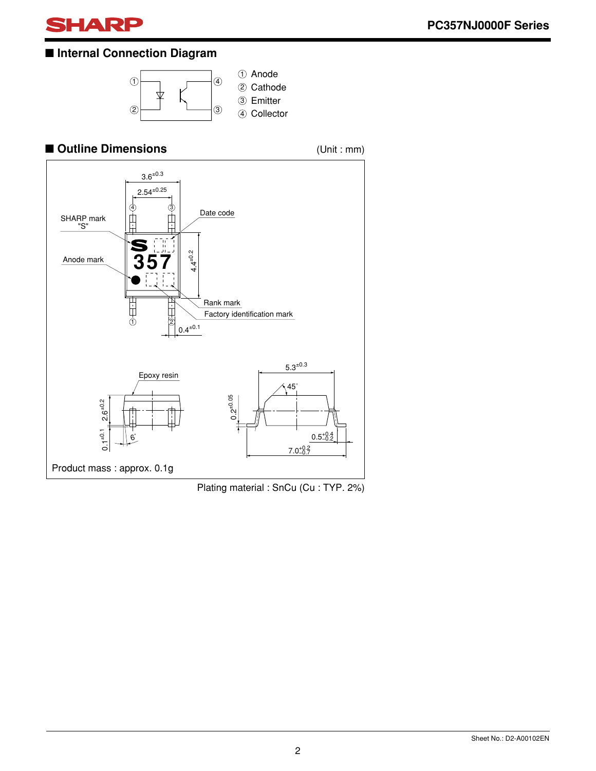## ■ Internal Connection Diagram

① Anode
② Cathode
③ Emitter
④ Collector

## ■ Outline Dimensions

(Unit : mm)

Product mass : approx. 0.1g

Plating material : SnCu (Cu : TYP. 2%)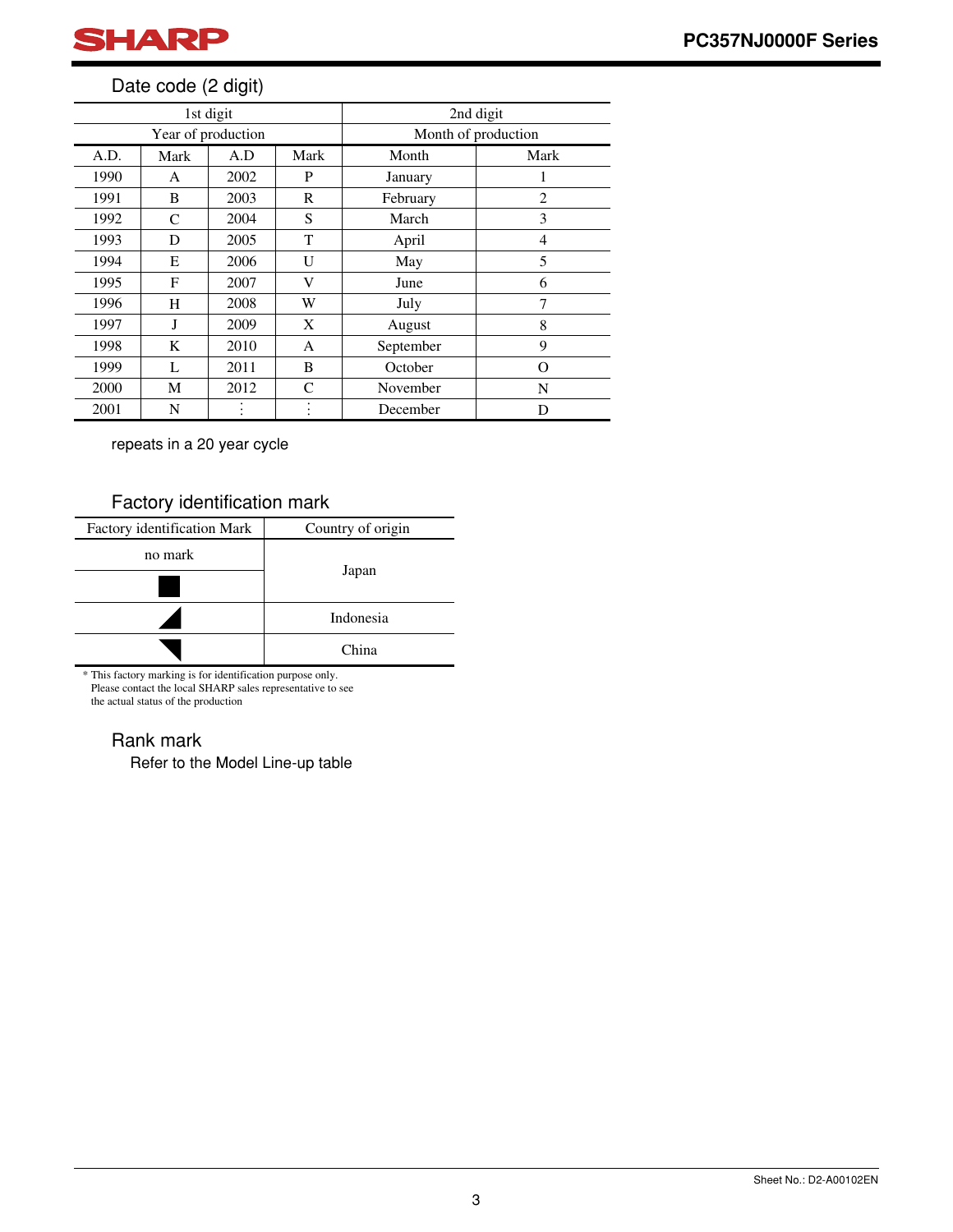### Date code (2 digit)

| 1st digit | | | | 2nd digit | |
|---|---|---|---|---|---|
| Year of production | | | | Month of production | |
| A.D. | Mark | A.D | Mark | Month | Mark |
| 1990 | A | 2002 | P | January | 1 |
| 1991 | B | 2003 | R | February | 2 |
| 1992 | C | 2004 | S | March | 3 |
| 1993 | D | 2005 | T | April | 4 |
| 1994 | E | 2006 | U | May | 5 |
| 1995 | F | 2007 | V | June | 6 |
| 1996 | H | 2008 | W | July | 7 |
| 1997 | J | 2009 | X | August | 8 |
| 1998 | K | 2010 | A | September | 9 |
| 1999 | L | 2011 | B | October | O |
| 2000 | M | 2012 | C | November | N |
| 2001 | N | ⋮ | ⋮ | December | D |

repeats in a 20 year cycle

### Factory identification mark

| Factory identification Mark | Country of origin |
|---|---|
| no mark | Japan |
| ■ | Japan |
| ◢ | Indonesia |
| ◥ | China |

* This factory marking is for identification purpose only. Please contact the local SHARP sales representative to see the actual status of the production

### Rank mark

Refer to the Model Line-up table

Sheet No.: D2-A00102EN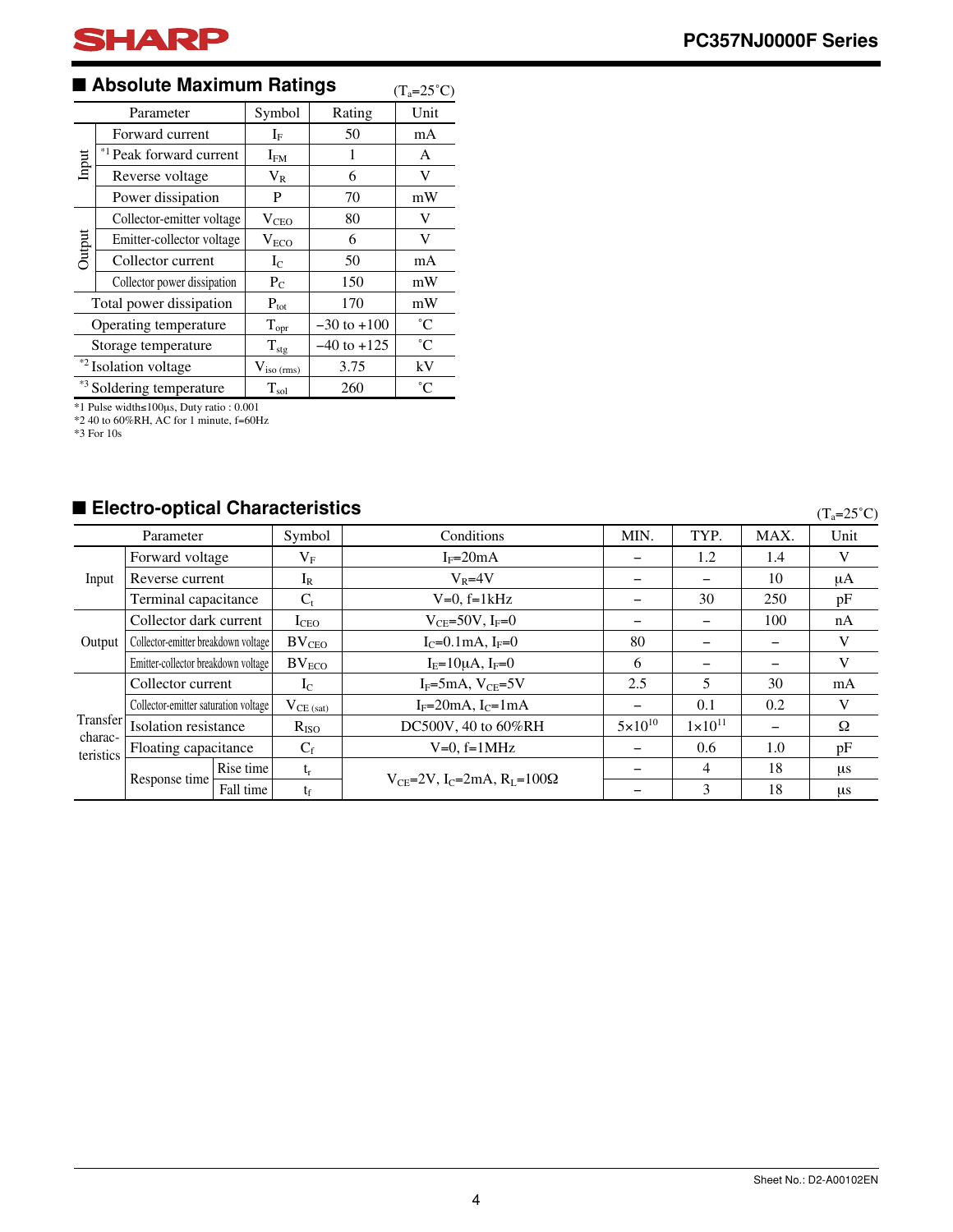## ■ Absolute Maximum Ratings

($T_a$=25˚C)

| | Parameter | Symbol | Rating | Unit |
|---|---|---|---|---|
| Input | Forward current | $I_F$ | 50 | mA |
| | *1 Peak forward current | $I_{FM}$ | 1 | A |
| | Reverse voltage | $V_R$ | 6 | V |
| | Power dissipation | P | 70 | mW |
| Output | Collector-emitter voltage | $V_{CEO}$ | 80 | V |
| | Emitter-collector voltage | $V_{ECO}$ | 6 | V |
| | Collector current | $I_C$ | 50 | mA |
| | Collector power dissipation | $P_C$ | 150 | mW |
| Total power dissipation | | $P_{tot}$ | 170 | mW |
| Operating temperature | | $T_{opr}$ | −30 to +100 | ˚C |
| Storage temperature | | $T_{stg}$ | −40 to +125 | ˚C |
| *2 Isolation voltage | | $V_{iso\,(rms)}$ | 3.75 | kV |
| *3 Soldering temperature | | $T_{sol}$ | 260 | ˚C |

*1 Pulse width≤100µs, Duty ratio : 0.001
*2 40 to 60%RH, AC for 1 minute, f=60Hz
*3 For 10s

## ■ Electro-optical Characteristics

($T_a$=25˚C)

| | Parameter | | Symbol | Conditions | MIN. | TYP. | MAX. | Unit |
|---|---|---|---|---|---|---|---|---|
| Input | Forward voltage | | $V_F$ | $I_F$=20mA | − | 1.2 | 1.4 | V |
| | Reverse current | | $I_R$ | $V_R$=4V | − | − | 10 | µA |
| | Terminal capacitance | | $C_t$ | V=0, f=1kHz | − | 30 | 250 | pF |
| Output | Collector dark current | | $I_{CEO}$ | $V_{CE}$=50V, $I_F$=0 | − | − | 100 | nA |
| | Collector-emitter breakdown voltage | | $BV_{CEO}$ | $I_C$=0.1mA, $I_F$=0 | 80 | − | − | V |
| | Emitter-collector breakdown voltage | | $BV_{ECO}$ | $I_E$=10µA, $I_F$=0 | 6 | − | − | V |
| Transfer characteristics | Collector current | | $I_C$ | $I_F$=5mA, $V_{CE}$=5V | 2.5 | 5 | 30 | mA |
| | Collector-emitter saturation voltage | | $V_{CE\,(sat)}$ | $I_F$=20mA, $I_C$=1mA | − | 0.1 | 0.2 | V |
| | Isolation resistance | | $R_{ISO}$ | DC500V, 40 to 60%RH | $5\times10^{10}$ | $1\times10^{11}$ | − | Ω |
| | Floating capacitance | | $C_f$ | V=0, f=1MHz | − | 0.6 | 1.0 | pF |
| | Response time | Rise time | $t_r$ | $V_{CE}$=2V, $I_C$=2mA, $R_L$=100Ω | − | 4 | 18 | µs |
| | | Fall time | $t_f$ | | − | 3 | 18 | µs |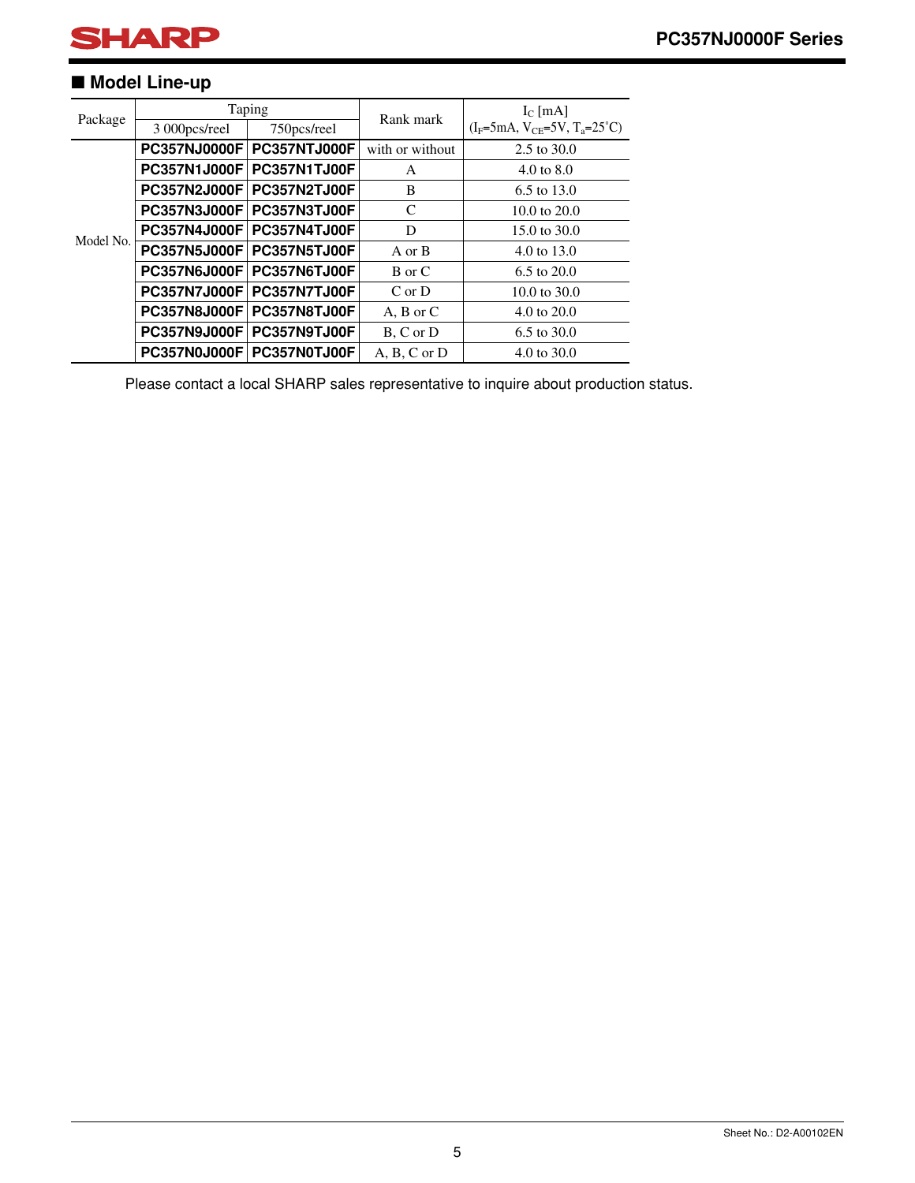## ■ Model Line-up

| Package | Taping | | Rank mark | $I_C$ [mA] ($I_F$=5mA, $V_{CE}$=5V, $T_a$=25˚C) |
|---|---|---|---|---|
| | 3 000pcs/reel | 750pcs/reel | | |
| Model No. | **PC357NJ0000F** | **PC357NTJ000F** | with or without | 2.5 to 30.0 |
| | **PC357N1J000F** | **PC357N1TJ00F** | A | 4.0 to 8.0 |
| | **PC357N2J000F** | **PC357N2TJ00F** | B | 6.5 to 13.0 |
| | **PC357N3J000F** | **PC357N3TJ00F** | C | 10.0 to 20.0 |
| | **PC357N4J000F** | **PC357N4TJ00F** | D | 15.0 to 30.0 |
| | **PC357N5J000F** | **PC357N5TJ00F** | A or B | 4.0 to 13.0 |
| | **PC357N6J000F** | **PC357N6TJ00F** | B or C | 6.5 to 20.0 |
| | **PC357N7J000F** | **PC357N7TJ00F** | C or D | 10.0 to 30.0 |
| | **PC357N8J000F** | **PC357N8TJ00F** | A, B or C | 4.0 to 20.0 |
| | **PC357N9J000F** | **PC357N9TJ00F** | B, C or D | 6.5 to 30.0 |
| | **PC357N0J000F** | **PC357N0TJ00F** | A, B, C or D | 4.0 to 30.0 |

Please contact a local SHARP sales representative to inquire about production status.

Sheet No.: D2-A00102EN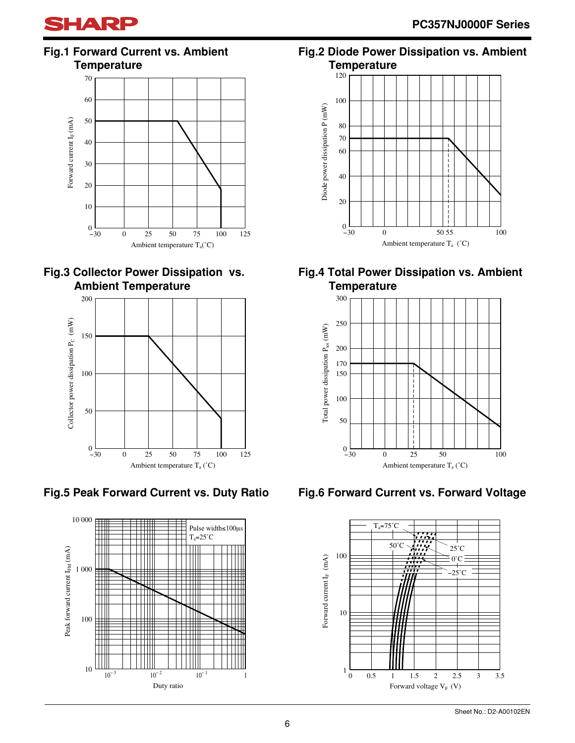### Fig.1 Forward Current vs. Ambient Temperature

Forward current $I_F$ (mA)

Ambient temperature $T_a$(°C)

### Fig.2 Diode Power Dissipation vs. Ambient Temperature

Diode power dissipation P (mW)

Ambient temperature $T_a$ (°C)

### Fig.3 Collector Power Dissipation vs. Ambient Temperature

Collector power dissipation $P_C$ (mW)

Ambient temperature $T_a$ (°C)

### Fig.4 Total Power Dissipation vs. Ambient Temperature

Total power dissipation $P_{tot}$ (mW)

Ambient temperature $T_a$ (°C)

### Fig.5 Peak Forward Current vs. Duty Ratio

Pulse width≤100μs
$T_a$=25°C

Peak forward current $I_{FM}$ (mA)

Duty ratio

### Fig.6 Forward Current vs. Forward Voltage

$T_a$=75°C, 50°C, 25°C, 0°C, −25°C

Forward current $I_F$ (mA)

Forward voltage $V_F$ (V)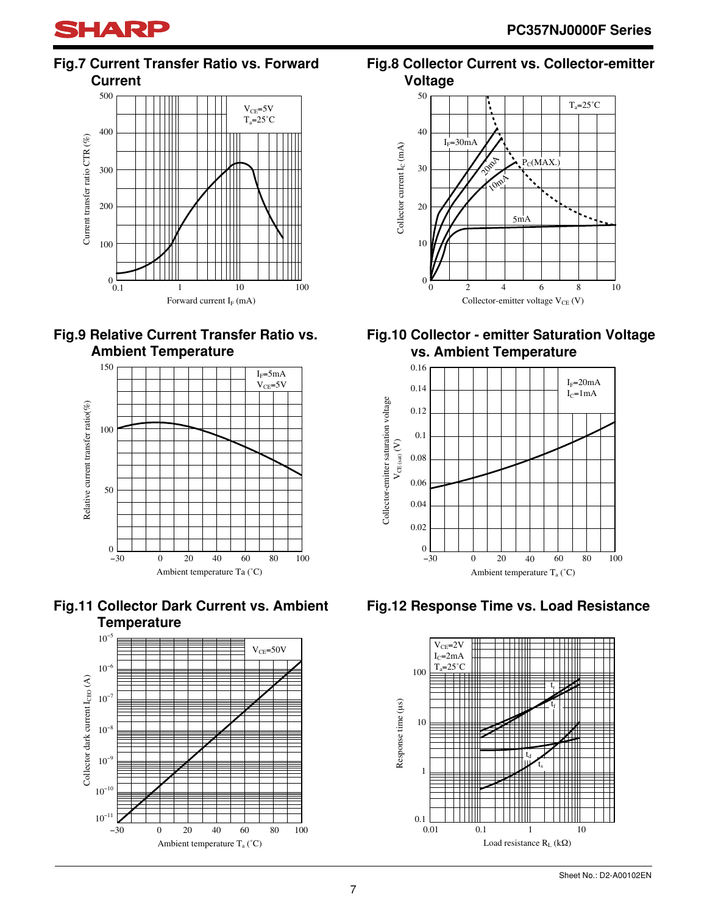### Fig.7 Current Transfer Ratio vs. Forward Current

$V_{CE}$=5V
$T_a$=25˚C

Current transfer ratio CTR (%)

Forward current $I_F$ (mA)

### Fig.8 Collector Current vs. Collector-emitter Voltage

$T_a$=25˚C

$I_F$=30mA, 20mA, 10mA, 5mA, $P_C$(MAX.)

Collector current $I_C$ (mA)

Collector-emitter voltage $V_{CE}$ (V)

### Fig.9 Relative Current Transfer Ratio vs. Ambient Temperature

$I_F$=5mA
$V_{CE}$=5V

Relative current transfer ratio(%)

Ambient temperature Ta (˚C)

### Fig.10 Collector - emitter Saturation Voltage vs. Ambient Temperature

$I_F$=20mA
$I_C$=1mA

Collector-emitter saturation voltage $V_{CE(sat)}$ (V)

Ambient temperature $T_a$ (˚C)

### Fig.11 Collector Dark Current vs. Ambient Temperature

$V_{CE}$=50V

Collector dark current $I_{CEO}$ (A)

Ambient temperature $T_a$ (˚C)

### Fig.12 Response Time vs. Load Resistance

$V_{CE}$=2V
$I_C$=2mA
$T_a$=25˚C

$t_r$, $t_f$, $t_d$, $t_s$

Response time (µs)

Load resistance $R_L$ (kΩ)

Sheet No.: D2-A00102EN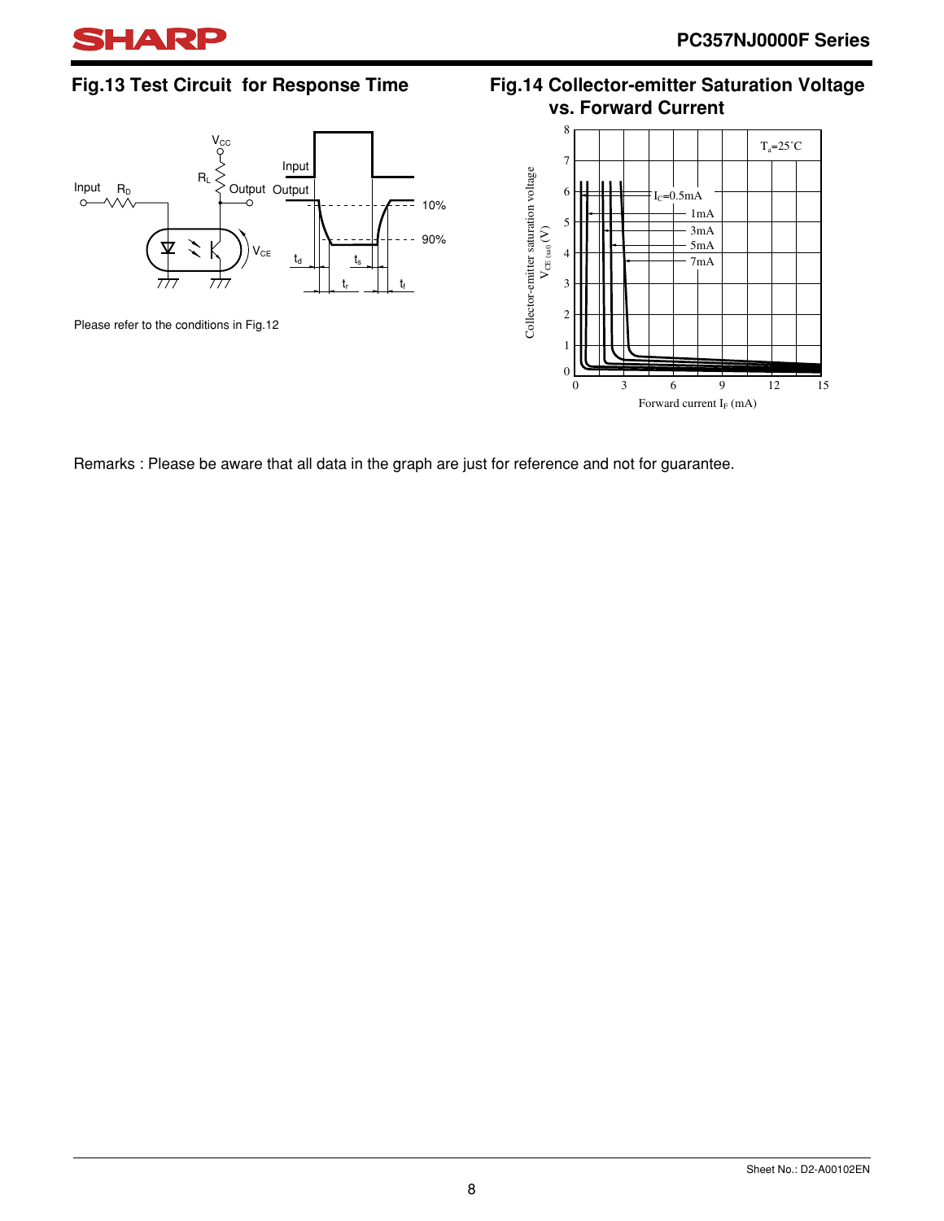## Fig.13 Test Circuit for Response Time

Please refer to the conditions in Fig.12

## Fig.14 Collector-emitter Saturation Voltage vs. Forward Current

Remarks : Please be aware that all data in the graph are just for reference and not for guarantee.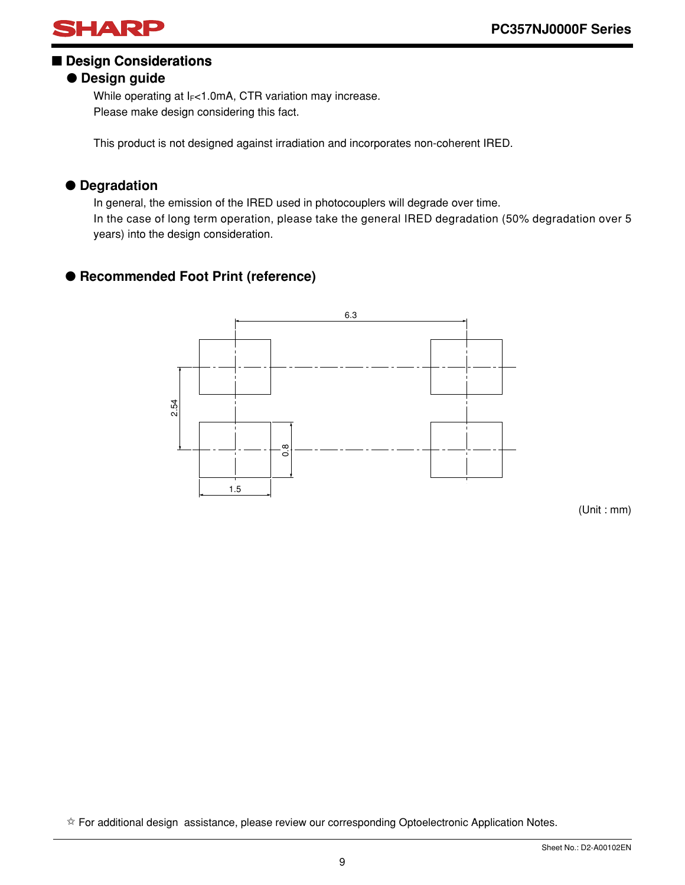## ■ Design Considerations

### ● Design guide

While operating at $I_F$<1.0mA, CTR variation may increase.
Please make design considering this fact.

This product is not designed against irradiation and incorporates non-coherent IRED.

### ● Degradation

In general, the emission of the IRED used in photocouplers will degrade over time.
In the case of long term operation, please take the general IRED degradation (50% degradation over 5 years) into the design consideration.

### ● Recommended Foot Print (reference)

6.3

2.54

0.8

1.5

(Unit : mm)

☆ For additional design assistance, please review our corresponding Optoelectronic Application Notes.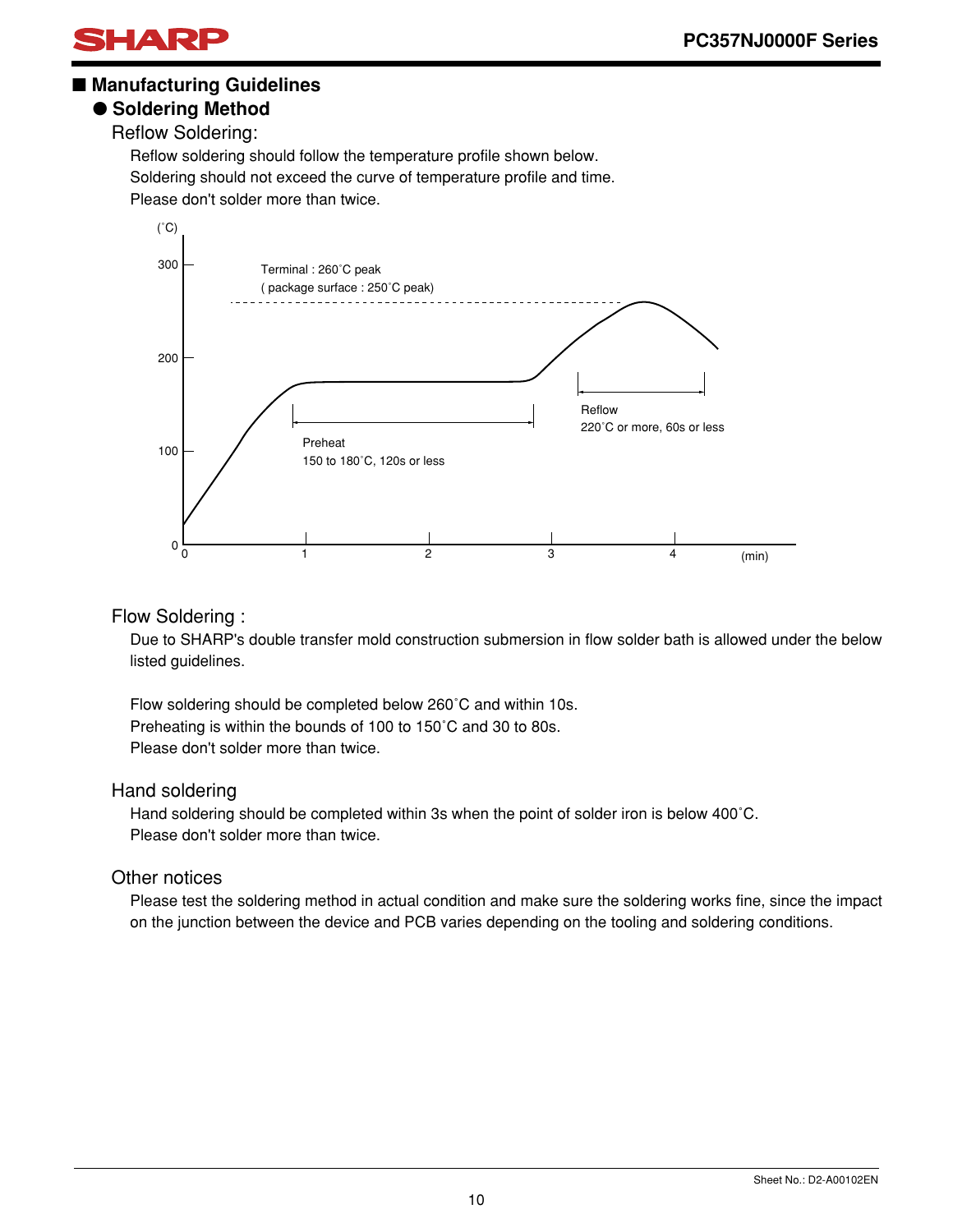## ■ Manufacturing Guidelines

### ● Soldering Method

#### Reflow Soldering:

Reflow soldering should follow the temperature profile shown below.
Soldering should not exceed the curve of temperature profile and time.
Please don't solder more than twice.

(˚C)
300
200
100
0

Terminal : 260˚C peak
( package surface : 250˚C peak)

Preheat
150 to 180˚C, 120s or less

Reflow
220˚C or more, 60s or less

0 1 2 3 4 (min)

#### Flow Soldering :

Due to SHARP's double transfer mold construction submersion in flow solder bath is allowed under the below listed guidelines.

Flow soldering should be completed below 260˚C and within 10s.
Preheating is within the bounds of 100 to 150˚C and 30 to 80s.
Please don't solder more than twice.

#### Hand soldering

Hand soldering should be completed within 3s when the point of solder iron is below 400˚C.
Please don't solder more than twice.

#### Other notices

Please test the soldering method in actual condition and make sure the soldering works fine, since the impact on the junction between the device and PCB varies depending on the tooling and soldering conditions.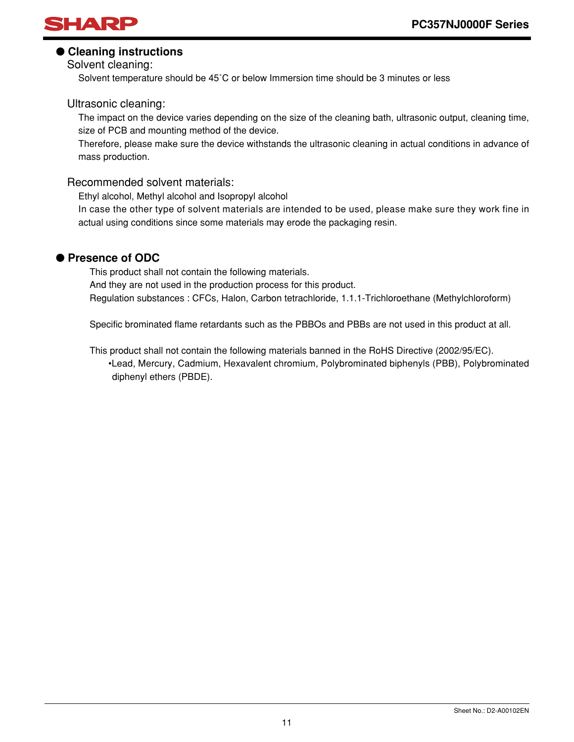## ● Cleaning instructions

### Solvent cleaning:

Solvent temperature should be 45˚C or below Immersion time should be 3 minutes or less

### Ultrasonic cleaning:

The impact on the device varies depending on the size of the cleaning bath, ultrasonic output, cleaning time, size of PCB and mounting method of the device.

Therefore, please make sure the device withstands the ultrasonic cleaning in actual conditions in advance of mass production.

### Recommended solvent materials:

Ethyl alcohol, Methyl alcohol and Isopropyl alcohol

In case the other type of solvent materials are intended to be used, please make sure they work fine in actual using conditions since some materials may erode the packaging resin.

## ● Presence of ODC

This product shall not contain the following materials.

And they are not used in the production process for this product.

Regulation substances : CFCs, Halon, Carbon tetrachloride, 1.1.1-Trichloroethane (Methylchloroform)

Specific brominated flame retardants such as the PBBOs and PBBs are not used in this product at all.

This product shall not contain the following materials banned in the RoHS Directive (2002/95/EC).

- Lead, Mercury, Cadmium, Hexavalent chromium, Polybrominated biphenyls (PBB), Polybrominated diphenyl ethers (PBDE).

Sheet No.: D2-A00102EN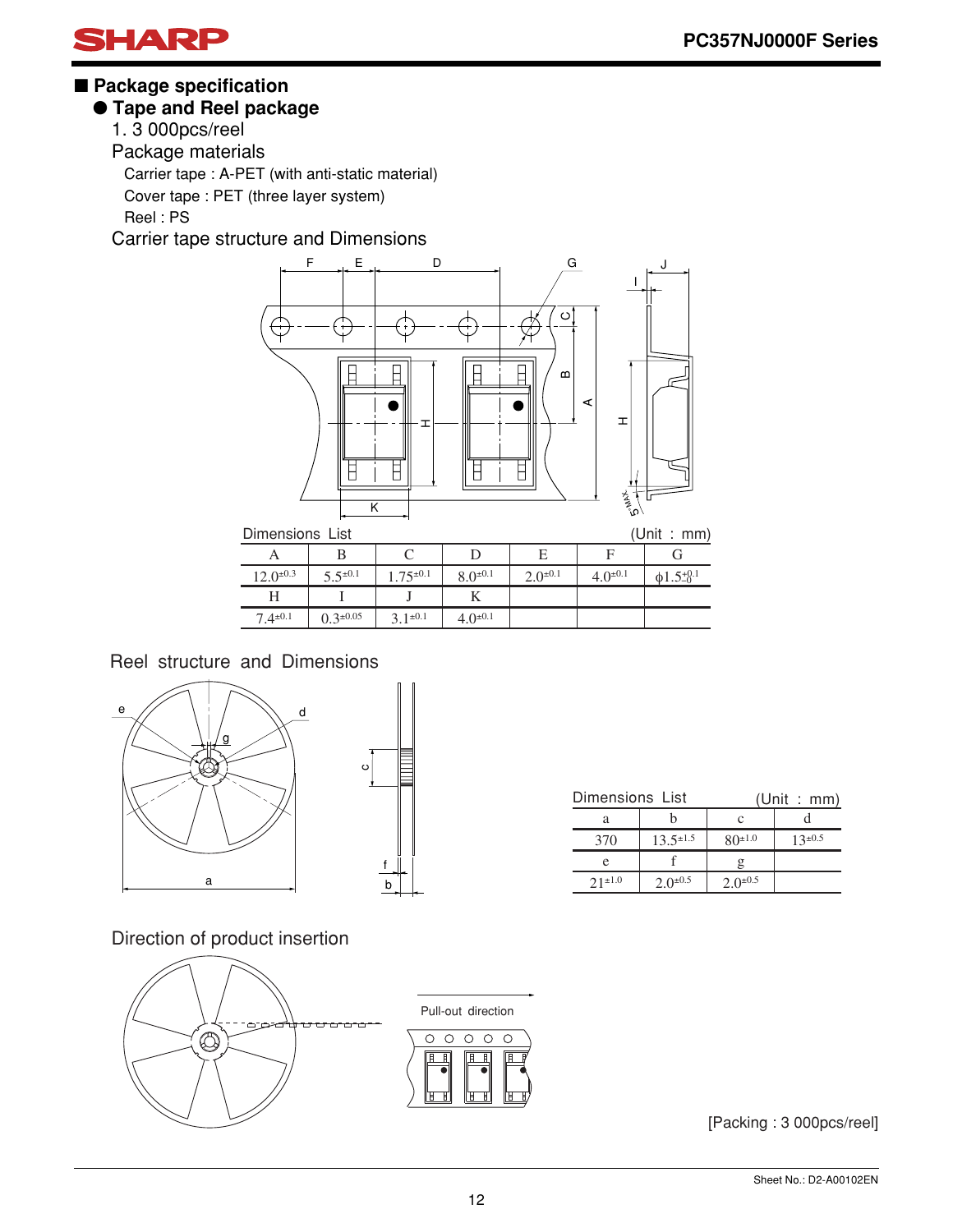## ■ Package specification

### ● Tape and Reel package

1. 3 000pcs/reel

Package materials

Carrier tape : A-PET (with anti-static material)

Cover tape : PET (three layer system)

Reel : PS

Carrier tape structure and Dimensions

Dimensions List (Unit : mm)

| A | B | C | D | E | F | G |
|---|---|---|---|---|---|---|
| $12.0^{\pm0.3}$ | $5.5^{\pm0.1}$ | $1.75^{\pm0.1}$ | $8.0^{\pm0.1}$ | $2.0^{\pm0.1}$ | $4.0^{\pm0.1}$ | $\phi1.5^{+0.1}_{-0}$ |
| H | I | J | K | | | |
| $7.4^{\pm0.1}$ | $0.3^{\pm0.05}$ | $3.1^{\pm0.1}$ | $4.0^{\pm0.1}$ | | | |

Reel structure and Dimensions

Dimensions List (Unit : mm)

| a | b | c | d |
|---|---|---|---|
| 370 | $13.5^{\pm1.5}$ | $80^{\pm1.0}$ | $13^{\pm0.5}$ |
| e | f | g | |
| $21^{\pm1.0}$ | $2.0^{\pm0.5}$ | $2.0^{\pm0.5}$ | |

Direction of product insertion

Pull-out direction

[Packing : 3 000pcs/reel]

Sheet No.: D2-A00102EN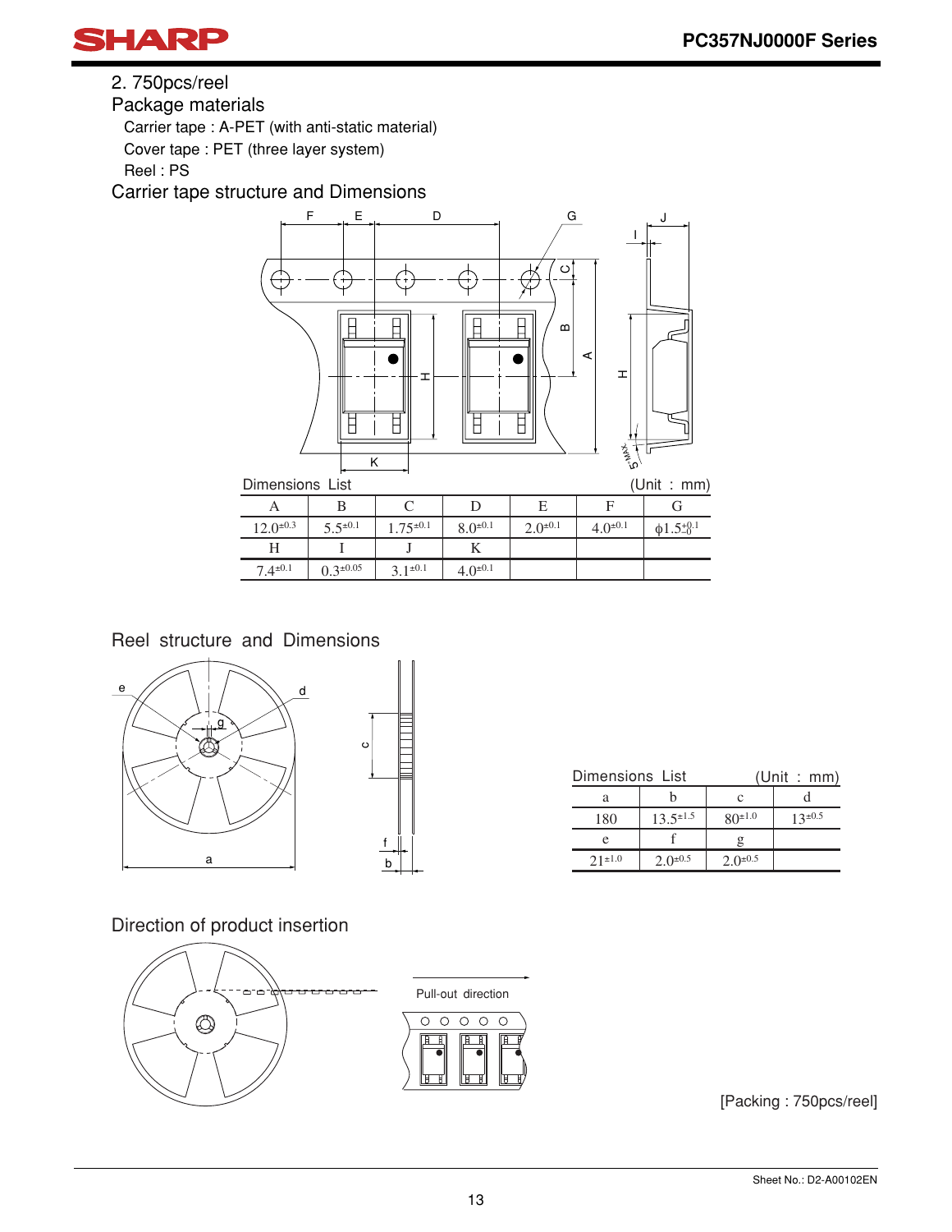2. 750pcs/reel

Package materials

Carrier tape : A-PET (with anti-static material)

Cover tape : PET (three layer system)

Reel : PS

Carrier tape structure and Dimensions

Dimensions List (Unit : mm)

| A | B | C | D | E | F | G |
|---|---|---|---|---|---|---|
| $12.0^{\pm 0.3}$ | $5.5^{\pm 0.1}$ | $1.75^{\pm 0.1}$ | $8.0^{\pm 0.1}$ | $2.0^{\pm 0.1}$ | $4.0^{\pm 0.1}$ | $\phi 1.5^{+0.1}_{-0}$ |
| H | I | J | K | | | |
| $7.4^{\pm 0.1}$ | $0.3^{\pm 0.05}$ | $3.1^{\pm 0.1}$ | $4.0^{\pm 0.1}$ | | | |

Reel structure and Dimensions

Dimensions List (Unit : mm)

| a | b | c | d |
|---|---|---|---|
| 180 | $13.5^{\pm 1.5}$ | $80^{\pm 1.0}$ | $13^{\pm 0.5}$ |
| e | f | g | |
| $21^{\pm 1.0}$ | $2.0^{\pm 0.5}$ | $2.0^{\pm 0.5}$ | |

Direction of product insertion

Pull-out direction

[Packing : 750pcs/reel]

Sheet No.: D2-A00102EN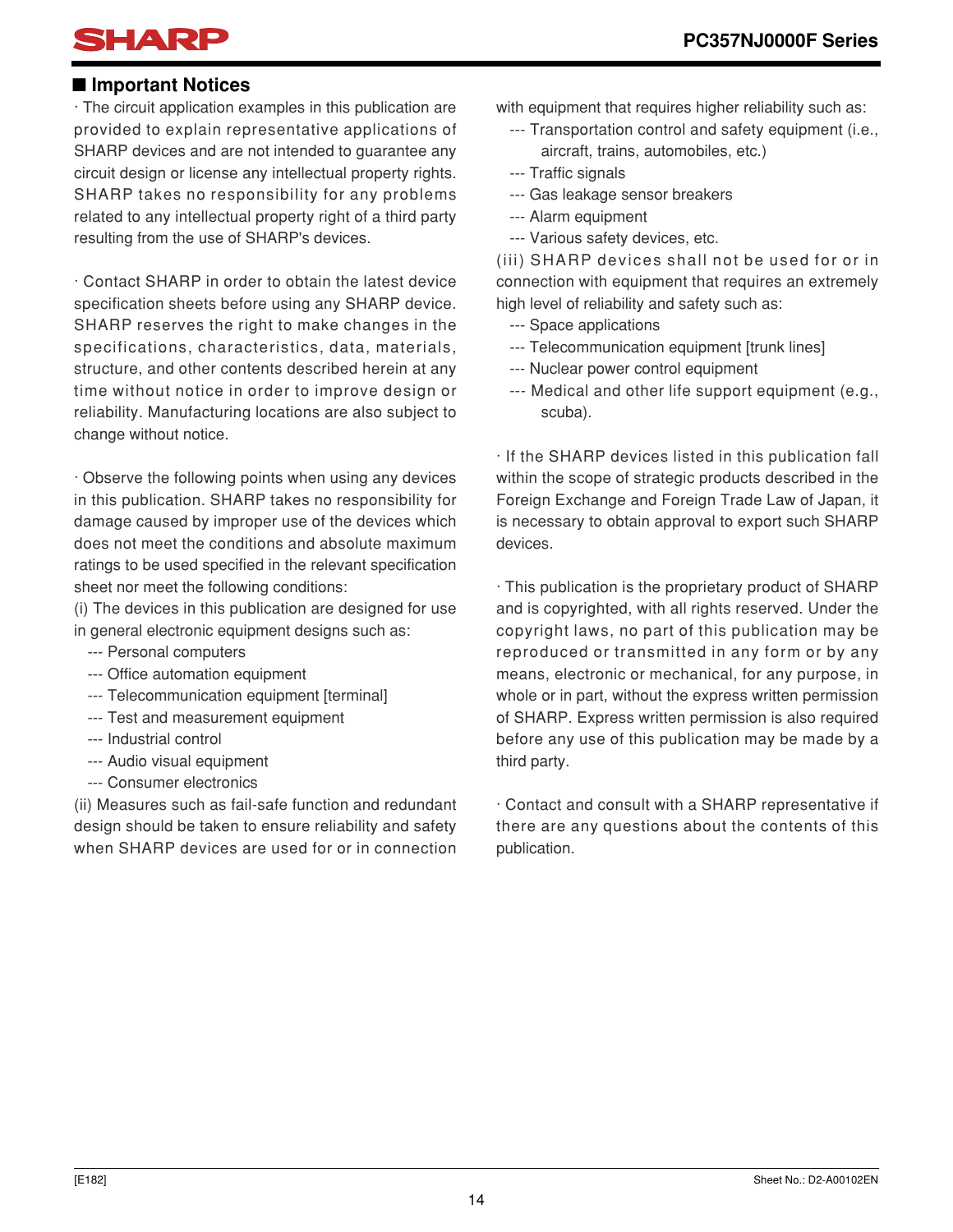## ■ Important Notices

· The circuit application examples in this publication are provided to explain representative applications of SHARP devices and are not intended to guarantee any circuit design or license any intellectual property rights. SHARP takes no responsibility for any problems related to any intellectual property right of a third party resulting from the use of SHARP's devices.

· Contact SHARP in order to obtain the latest device specification sheets before using any SHARP device. SHARP reserves the right to make changes in the specifications, characteristics, data, materials, structure, and other contents described herein at any time without notice in order to improve design or reliability. Manufacturing locations are also subject to change without notice.

· Observe the following points when using any devices in this publication. SHARP takes no responsibility for damage caused by improper use of the devices which does not meet the conditions and absolute maximum ratings to be used specified in the relevant specification sheet nor meet the following conditions:

(i) The devices in this publication are designed for use in general electronic equipment designs such as:

--- Personal computers
--- Office automation equipment
--- Telecommunication equipment [terminal]
--- Test and measurement equipment
--- Industrial control
--- Audio visual equipment
--- Consumer electronics

(ii) Measures such as fail-safe function and redundant design should be taken to ensure reliability and safety when SHARP devices are used for or in connection with equipment that requires higher reliability such as:

--- Transportation control and safety equipment (i.e., aircraft, trains, automobiles, etc.)
--- Traffic signals
--- Gas leakage sensor breakers
--- Alarm equipment
--- Various safety devices, etc.

(iii) SHARP devices shall not be used for or in connection with equipment that requires an extremely high level of reliability and safety such as:

--- Space applications
--- Telecommunication equipment [trunk lines]
--- Nuclear power control equipment
--- Medical and other life support equipment (e.g., scuba).

· If the SHARP devices listed in this publication fall within the scope of strategic products described in the Foreign Exchange and Foreign Trade Law of Japan, it is necessary to obtain approval to export such SHARP devices.

· This publication is the proprietary product of SHARP and is copyrighted, with all rights reserved. Under the copyright laws, no part of this publication may be reproduced or transmitted in any form or by any means, electronic or mechanical, for any purpose, in whole or in part, without the express written permission of SHARP. Express written permission is also required before any use of this publication may be made by a third party.

· Contact and consult with a SHARP representative if there are any questions about the contents of this publication.